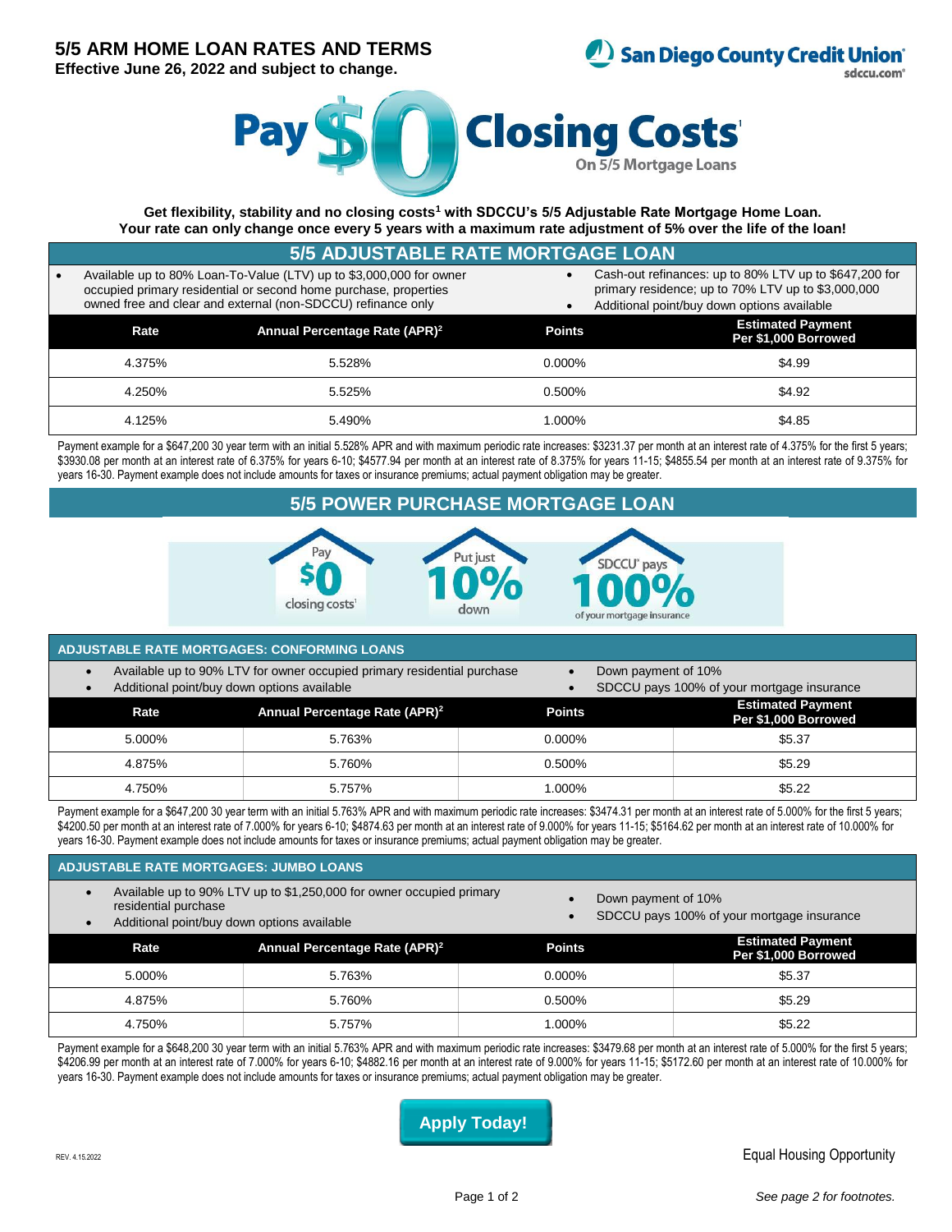# 5/5 ARM HOME LOAN RATES AND TERMS

**Effective June 26, 2022 and subject to change.**

San Diego County Credit Union
sdccu.com

# Pay $0 Closing Costs[1]

On 5/5 Mortgage Loans

**Get flexibility, stability and no closing costs[1] with SDCCU's 5/5 Adjustable Rate Mortgage Home Loan. Your rate can only change once every 5 years with a maximum rate adjustment of 5% over the life of the loan!**

## 5/5 ADJUSTABLE RATE MORTGAGE LOAN

- Available up to 80% Loan-To-Value (LTV) up to $3,000,000 for owner occupied primary residential or second home purchase, properties owned free and clear and external (non-SDCCU) refinance only
- Cash-out refinances: up to 80% LTV up to $647,200 for primary residence; up to 70% LTV up to $3,000,000
- Additional point/buy down options available

| Rate | Annual Percentage Rate (APR)[2] | Points | Estimated Payment Per $1,000 Borrowed |
|---|---|---|---|
| 4.375% | 5.528% | 0.000% | $4.99 |
| 4.250% | 5.525% | 0.500% | $4.92 |
| 4.125% | 5.490% | 1.000% | $4.85 |

Payment example for a $647,200 30 year term with an initial 5.528% APR and with maximum periodic rate increases: $3231.37 per month at an interest rate of 4.375% for the first 5 years; $3930.08 per month at an interest rate of 6.375% for years 6-10; $4577.94 per month at an interest rate of 8.375% for years 11-15; $4855.54 per month at an interest rate of 9.375% for years 16-30. Payment example does not include amounts for taxes or insurance premiums; actual payment obligation may be greater.

## 5/5 POWER PURCHASE MORTGAGE LOAN

Pay $0 closing costs[1] | Put just 10% down | SDCCU® pays 100% of your mortgage insurance

### ADJUSTABLE RATE MORTGAGES: CONFORMING LOANS

- Available up to 90% LTV for owner occupied primary residential purchase
- Additional point/buy down options available
- Down payment of 10%
- SDCCU pays 100% of your mortgage insurance

| Rate | Annual Percentage Rate (APR)[2] | Points | Estimated Payment Per $1,000 Borrowed |
|---|---|---|---|
| 5.000% | 5.763% | 0.000% | $5.37 |
| 4.875% | 5.760% | 0.500% | $5.29 |
| 4.750% | 5.757% | 1.000% | $5.22 |

Payment example for a $647,200 30 year term with an initial 5.763% APR and with maximum periodic rate increases: $3474.31 per month at an interest rate of 5.000% for the first 5 years; $4200.50 per month at an interest rate of 7.000% for years 6-10; $4874.63 per month at an interest rate of 9.000% for years 11-15; $5164.62 per month at an interest rate of 10.000% for years 16-30. Payment example does not include amounts for taxes or insurance premiums; actual payment obligation may be greater.

### ADJUSTABLE RATE MORTGAGES: JUMBO LOANS

- Available up to 90% LTV up to $1,250,000 for owner occupied primary residential purchase
- Additional point/buy down options available
- Down payment of 10%
- SDCCU pays 100% of your mortgage insurance

| Rate | Annual Percentage Rate (APR)[2] | Points | Estimated Payment Per $1,000 Borrowed |
|---|---|---|---|
| 5.000% | 5.763% | 0.000% | $5.37 |
| 4.875% | 5.760% | 0.500% | $5.29 |
| 4.750% | 5.757% | 1.000% | $5.22 |

Payment example for a $648,200 30 year term with an initial 5.763% APR and with maximum periodic rate increases: $3479.68 per month at an interest rate of 5.000% for the first 5 years; $4206.99 per month at an interest rate of 7.000% for years 6-10; $4882.16 per month at an interest rate of 9.000% for years 11-15; $5172.60 per month at an interest rate of 10.000% for years 16-30. Payment example does not include amounts for taxes or insurance premiums; actual payment obligation may be greater.

**Apply Today!**

REV. 4.15.2022

Equal Housing Opportunity

*See page 2 for footnotes.*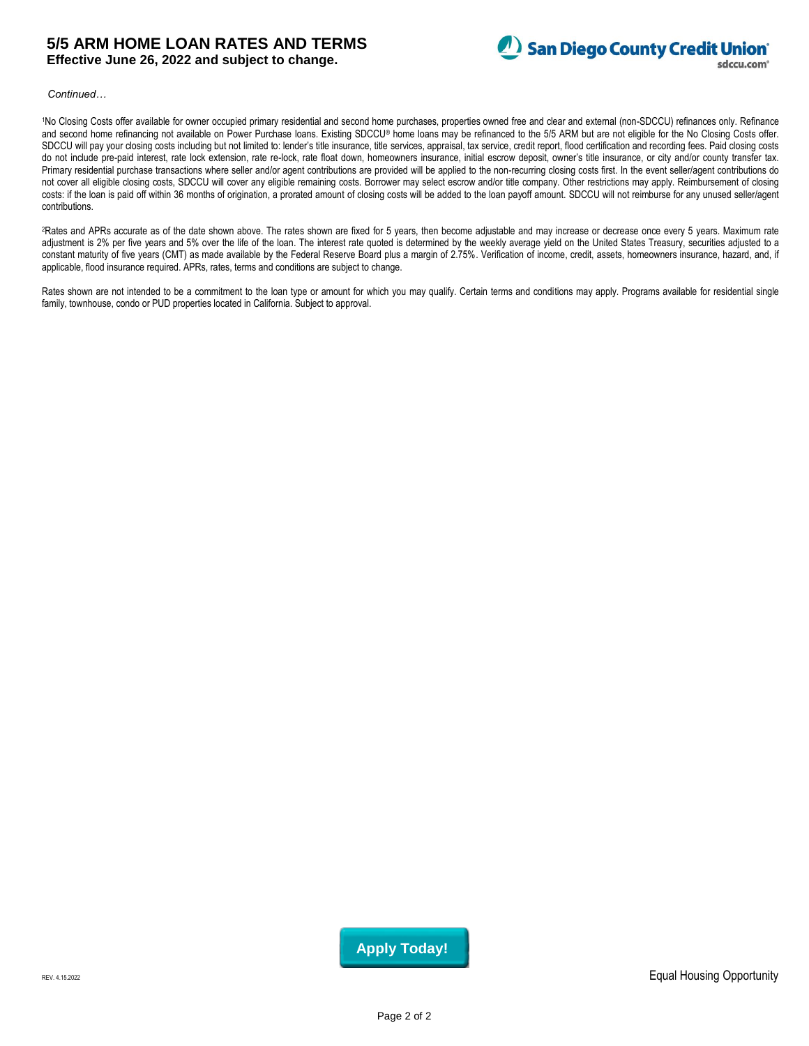# 5/5 ARM HOME LOAN RATES AND TERMS

**Effective June 26, 2022 and subject to change.**

*Continued…*

[1]No Closing Costs offer available for owner occupied primary residential and second home purchases, properties owned free and clear and external (non-SDCCU) refinances only. Refinance and second home refinancing not available on Power Purchase loans. Existing SDCCU® home loans may be refinanced to the 5/5 ARM but are not eligible for the No Closing Costs offer. SDCCU will pay your closing costs including but not limited to: lender's title insurance, title services, appraisal, tax service, credit report, flood certification and recording fees. Paid closing costs do not include pre-paid interest, rate lock extension, rate re-lock, rate float down, homeowners insurance, initial escrow deposit, owner's title insurance, or city and/or county transfer tax. Primary residential purchase transactions where seller and/or agent contributions are provided will be applied to the non-recurring closing costs first. In the event seller/agent contributions do not cover all eligible closing costs, SDCCU will cover any eligible remaining costs. Borrower may select escrow and/or title company. Other restrictions may apply. Reimbursement of closing costs: if the loan is paid off within 36 months of origination, a prorated amount of closing costs will be added to the loan payoff amount. SDCCU will not reimburse for any unused seller/agent contributions.

[2]Rates and APRs accurate as of the date shown above. The rates shown are fixed for 5 years, then become adjustable and may increase or decrease once every 5 years. Maximum rate adjustment is 2% per five years and 5% over the life of the loan. The interest rate quoted is determined by the weekly average yield on the United States Treasury, securities adjusted to a constant maturity of five years (CMT) as made available by the Federal Reserve Board plus a margin of 2.75%. Verification of income, credit, assets, homeowners insurance, hazard, and, if applicable, flood insurance required. APRs, rates, terms and conditions are subject to change.

Rates shown are not intended to be a commitment to the loan type or amount for which you may qualify. Certain terms and conditions may apply. Programs available for residential single family, townhouse, condo or PUD properties located in California. Subject to approval.

**Apply Today!**

REV. 4.15.2022

Equal Housing Opportunity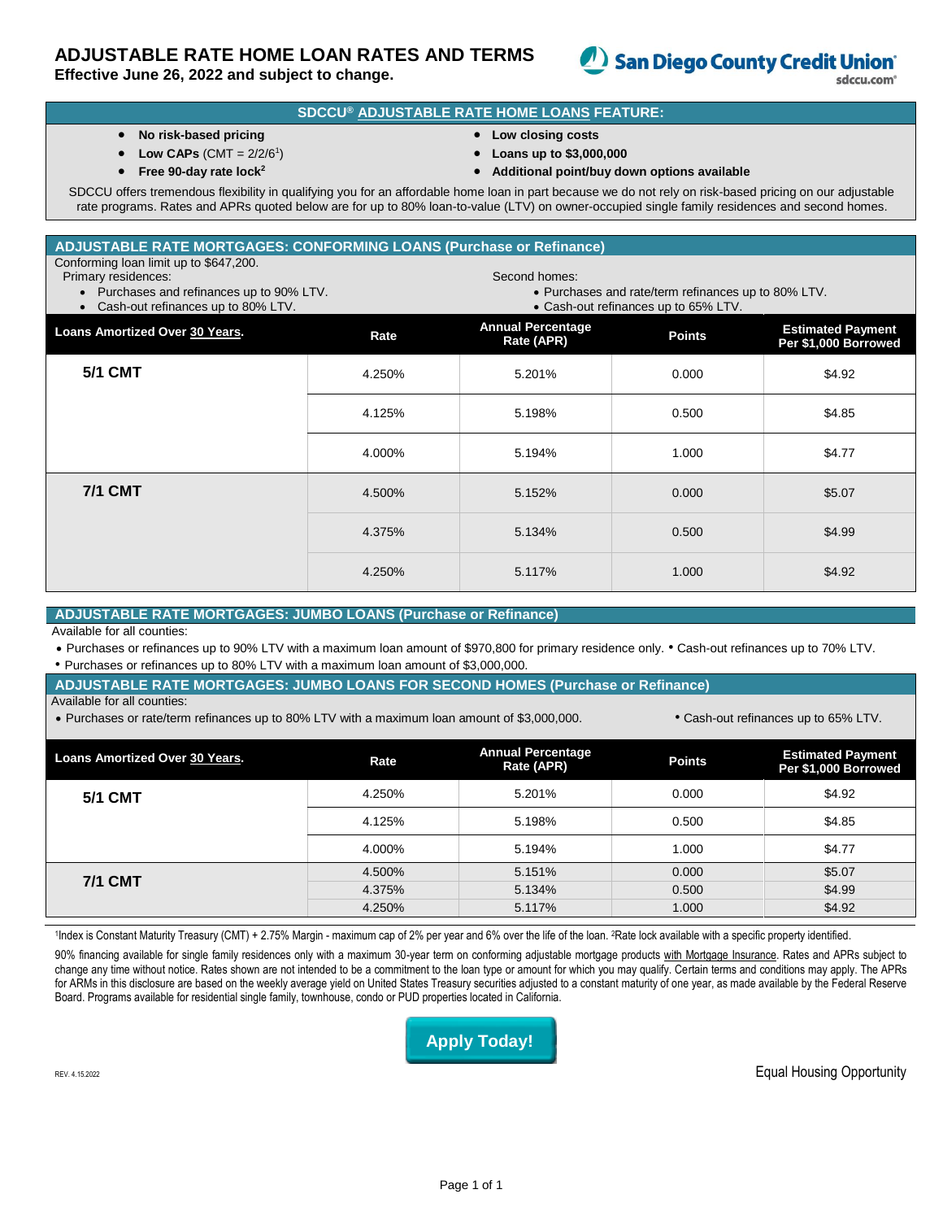# ADJUSTABLE RATE HOME LOAN RATES AND TERMS

**Effective June 26, 2022 and subject to change.**

San Diego County Credit Union
sdccu.com®

## SDCCU® ADJUSTABLE RATE HOME LOANS FEATURE:

- **No risk-based pricing**
- **Low CAPs** (CMT = 2/2/6[1])
- **Free 90-day rate lock**[2]
- **Low closing costs**
- **Loans up to $3,000,000**
- **Additional point/buy down options available**

SDCCU offers tremendous flexibility in qualifying you for an affordable home loan in part because we do not rely on risk-based pricing on our adjustable rate programs. Rates and APRs quoted below are for up to 80% loan-to-value (LTV) on owner-occupied single family residences and second homes.

## ADJUSTABLE RATE MORTGAGES: CONFORMING LOANS (Purchase or Refinance)

Conforming loan limit up to $647,200.

Primary residences:
- Purchases and refinances up to 90% LTV.
- Cash-out refinances up to 80% LTV.

Second homes:
- Purchases and rate/term refinances up to 80% LTV.
- Cash-out refinances up to 65% LTV.

| Loans Amortized Over 30 Years. | Rate | Annual Percentage Rate (APR) | Points | Estimated Payment Per $1,000 Borrowed |
|---|---|---|---|---|
| **5/1 CMT** | 4.250% | 5.201% | 0.000 | $4.92 |
| | 4.125% | 5.198% | 0.500 | $4.85 |
| | 4.000% | 5.194% | 1.000 | $4.77 |
| **7/1 CMT** | 4.500% | 5.152% | 0.000 | $5.07 |
| | 4.375% | 5.134% | 0.500 | $4.99 |
| | 4.250% | 5.117% | 1.000 | $4.92 |

## ADJUSTABLE RATE MORTGAGES: JUMBO LOANS (Purchase or Refinance)

Available for all counties:
- Purchases or refinances up to 90% LTV with a maximum loan amount of $970,800 for primary residence only.
- Cash-out refinances up to 70% LTV.
- Purchases or refinances up to 80% LTV with a maximum loan amount of $3,000,000.

## ADJUSTABLE RATE MORTGAGES: JUMBO LOANS FOR SECOND HOMES (Purchase or Refinance)

Available for all counties:
- Purchases or rate/term refinances up to 80% LTV with a maximum loan amount of $3,000,000.
- Cash-out refinances up to 65% LTV.

| Loans Amortized Over 30 Years. | Rate | Annual Percentage Rate (APR) | Points | Estimated Payment Per $1,000 Borrowed |
|---|---|---|---|---|
| **5/1 CMT** | 4.250% | 5.201% | 0.000 | $4.92 |
| | 4.125% | 5.198% | 0.500 | $4.85 |
| | 4.000% | 5.194% | 1.000 | $4.77 |
| **7/1 CMT** | 4.500% | 5.151% | 0.000 | $5.07 |
| | 4.375% | 5.134% | 0.500 | $4.99 |
| | 4.250% | 5.117% | 1.000 | $4.92 |

[1]Index is Constant Maturity Treasury (CMT) + 2.75% Margin - maximum cap of 2% per year and 6% over the life of the loan. [2]Rate lock available with a specific property identified.

90% financing available for single family residences only with a maximum 30-year term on conforming adjustable mortgage products with Mortgage Insurance. Rates and APRs subject to change any time without notice. Rates shown are not intended to be a commitment to the loan type or amount for which you may qualify. Certain terms and conditions may apply. The APRs for ARMs in this disclosure are based on the weekly average yield on United States Treasury securities adjusted to a constant maturity of one year, as made available by the Federal Reserve Board. Programs available for residential single family, townhouse, condo or PUD properties located in California.

**Apply Today!**

REV. 4.15.2022

Equal Housing Opportunity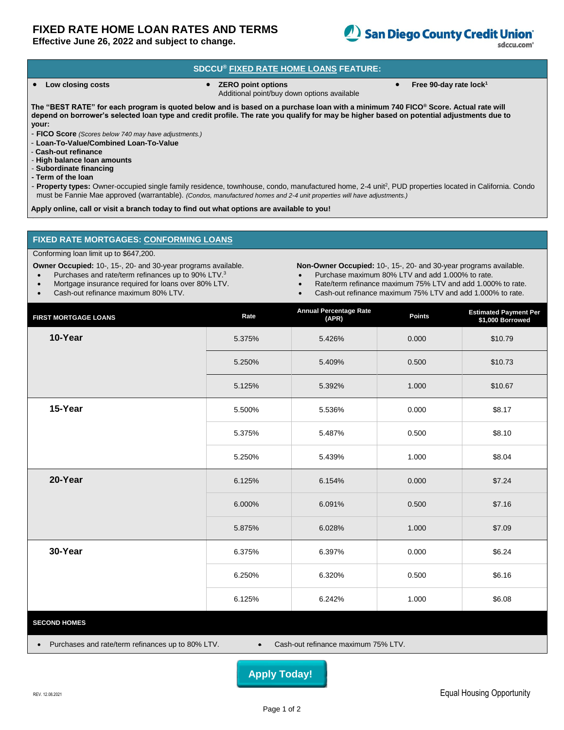# FIXED RATE HOME LOAN RATES AND TERMS

**Effective June 26, 2022 and subject to change.**

San Diego County Credit Union®
sdccu.com®

## SDCCU® FIXED RATE HOME LOANS FEATURE:

- **Low closing costs**
- **ZERO point options**
  Additional point/buy down options available
- **Free 90-day rate lock**[1]

**The "BEST RATE" for each program is quoted below and is based on a purchase loan with a minimum 740 FICO® Score. Actual rate will depend on borrower's selected loan type and credit profile. The rate you qualify for may be higher based on potential adjustments due to your:**

- **FICO Score** *(Scores below 740 may have adjustments.)*
- **Loan-To-Value/Combined Loan-To-Value**
- **Cash-out refinance**
- **High balance loan amounts**
- **Subordinate financing**
- **Term of the loan**
- **Property types:** Owner-occupied single family residence, townhouse, condo, manufactured home, 2-4 unit[2], PUD properties located in California. Condo must be Fannie Mae approved (warrantable). *(Condos, manufactured homes and 2-4 unit properties will have adjustments.)*

**Apply online, call or visit a branch today to find out what options are available to you!**

## FIXED RATE MORTGAGES: CONFORMING LOANS

Conforming loan limit up to $647,200.

**Owner Occupied:** 10-, 15-, 20- and 30-year programs available.

- Purchases and rate/term refinances up to 90% LTV.[3]
- Mortgage insurance required for loans over 80% LTV.
- Cash-out refinance maximum 80% LTV.

**Non-Owner Occupied:** 10-, 15-, 20- and 30-year programs available.

- Purchase maximum 80% LTV and add 1.000% to rate.
- Rate/term refinance maximum 75% LTV and add 1.000% to rate.
- Cash-out refinance maximum 75% LTV and add 1.000% to rate.

| FIRST MORTGAGE LOANS | Rate | Annual Percentage Rate (APR) | Points | Estimated Payment Per $1,000 Borrowed |
|---|---|---|---|---|
| **10-Year** | 5.375% | 5.426% | 0.000 | $10.79 |
| | 5.250% | 5.409% | 0.500 | $10.73 |
| | 5.125% | 5.392% | 1.000 | $10.67 |
| **15-Year** | 5.500% | 5.536% | 0.000 | $8.17 |
| | 5.375% | 5.487% | 0.500 | $8.10 |
| | 5.250% | 5.439% | 1.000 | $8.04 |
| **20-Year** | 6.125% | 6.154% | 0.000 | $7.24 |
| | 6.000% | 6.091% | 0.500 | $7.16 |
| | 5.875% | 6.028% | 1.000 | $7.09 |
| **30-Year** | 6.375% | 6.397% | 0.000 | $6.24 |
| | 6.250% | 6.320% | 0.500 | $6.16 |
| | 6.125% | 6.242% | 1.000 | $6.08 |

**SECOND HOMES**

- Purchases and rate/term refinances up to 80% LTV.
- Cash-out refinance maximum 75% LTV.

**Apply Today!**

REV. 12.08.2021

Equal Housing Opportunity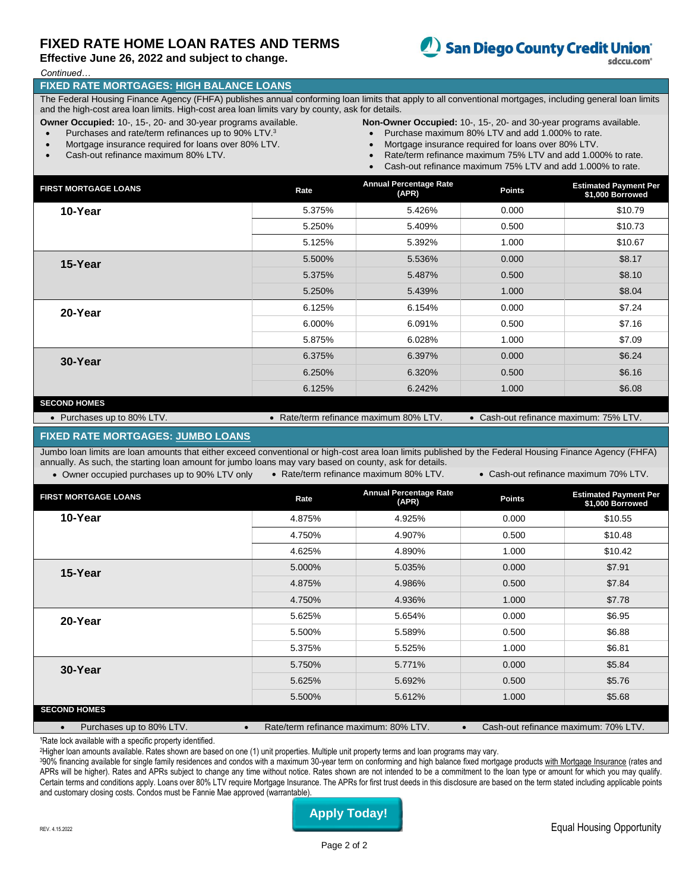# FIXED RATE HOME LOAN RATES AND TERMS

**Effective June 26, 2022 and subject to change.**

San Diego County Credit Union
sdccu.com

*Continued…*

## FIXED RATE MORTGAGES: HIGH BALANCE LOANS

The Federal Housing Finance Agency (FHFA) publishes annual conforming loan limits that apply to all conventional mortgages, including general loan limits and the high-cost area loan limits. High-cost area loan limits vary by county, ask for details.

**Owner Occupied:** 10-, 15-, 20- and 30-year programs available.

- Purchases and rate/term refinances up to 90% LTV.[3]
- Mortgage insurance required for loans over 80% LTV.
- Cash-out refinance maximum 80% LTV.

**Non-Owner Occupied:** 10-, 15-, 20- and 30-year programs available.

- Purchase maximum 80% LTV and add 1.000% to rate.
- Mortgage insurance required for loans over 80% LTV.
- Rate/term refinance maximum 75% LTV and add 1.000% to rate.
- Cash-out refinance maximum 75% LTV and add 1.000% to rate.

| FIRST MORTGAGE LOANS | Rate | Annual Percentage Rate (APR) | Points | Estimated Payment Per $1,000 Borrowed |
|---|---|---|---|---|
| 10-Year | 5.375% | 5.426% | 0.000 | $10.79 |
| | 5.250% | 5.409% | 0.500 | $10.73 |
| | 5.125% | 5.392% | 1.000 | $10.67 |
| 15-Year | 5.500% | 5.536% | 0.000 | $8.17 |
| | 5.375% | 5.487% | 0.500 | $8.10 |
| | 5.250% | 5.439% | 1.000 | $8.04 |
| 20-Year | 6.125% | 6.154% | 0.000 | $7.24 |
| | 6.000% | 6.091% | 0.500 | $7.16 |
| | 5.875% | 6.028% | 1.000 | $7.09 |
| 30-Year | 6.375% | 6.397% | 0.000 | $6.24 |
| | 6.250% | 6.320% | 0.500 | $6.16 |
| | 6.125% | 6.242% | 1.000 | $6.08 |

**SECOND HOMES**

- Purchases up to 80% LTV.
- Rate/term refinance maximum 80% LTV.
- Cash-out refinance maximum: 75% LTV.

## FIXED RATE MORTGAGES: JUMBO LOANS

Jumbo loan limits are loan amounts that either exceed conventional or high-cost area loan limits published by the Federal Housing Finance Agency (FHFA) annually. As such, the starting loan amount for jumbo loans may vary based on county, ask for details.

- Owner occupied purchases up to 90% LTV only
- Rate/term refinance maximum 80% LTV.
- Cash-out refinance maximum 70% LTV.

| FIRST MORTGAGE LOANS | Rate | Annual Percentage Rate (APR) | Points | Estimated Payment Per $1,000 Borrowed |
|---|---|---|---|---|
| 10-Year | 4.875% | 4.925% | 0.000 | $10.55 |
| | 4.750% | 4.907% | 0.500 | $10.48 |
| | 4.625% | 4.890% | 1.000 | $10.42 |
| 15-Year | 5.000% | 5.035% | 0.000 | $7.91 |
| | 4.875% | 4.986% | 0.500 | $7.84 |
| | 4.750% | 4.936% | 1.000 | $7.78 |
| 20-Year | 5.625% | 5.654% | 0.000 | $6.95 |
| | 5.500% | 5.589% | 0.500 | $6.88 |
| | 5.375% | 5.525% | 1.000 | $6.81 |
| 30-Year | 5.750% | 5.771% | 0.000 | $5.84 |
| | 5.625% | 5.692% | 0.500 | $5.76 |
| | 5.500% | 5.612% | 1.000 | $5.68 |

**SECOND HOMES**

- Purchases up to 80% LTV.
- Rate/term refinance maximum: 80% LTV.
- Cash-out refinance maximum: 70% LTV.

[1]Rate lock available with a specific property identified.

[2]Higher loan amounts available. Rates shown are based on one (1) unit properties. Multiple unit property terms and loan programs may vary.

[3]90% financing available for single family residences and condos with a maximum 30-year term on conforming and high balance fixed mortgage products with Mortgage Insurance (rates and APRs will be higher). Rates and APRs subject to change any time without notice. Rates shown are not intended to be a commitment to the loan type or amount for which you may qualify. Certain terms and conditions apply. Loans over 80% LTV require Mortgage Insurance. The APRs for first trust deeds in this disclosure are based on the term stated including applicable points and customary closing costs. Condos must be Fannie Mae approved (warrantable).

**Apply Today!**

REV. 4.15.2022

Equal Housing Opportunity